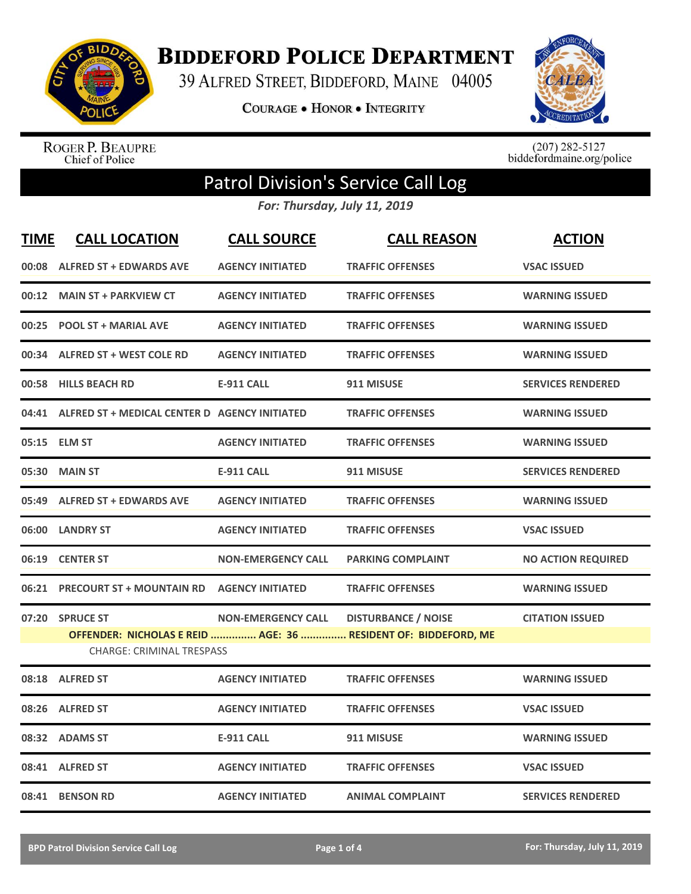# Biddeford Police Department

39 Alfred Street, Biddeford, Maine 04005

Courage • Honor • Integrity

Roger P. Beaupre
Chief of Police

(207) 282-5127
biddefordmaine.org/police

## Patrol Division's Service Call Log

*For: Thursday, July 11, 2019*

| TIME | CALL LOCATION | CALL SOURCE | CALL REASON | ACTION |
|---|---|---|---|---|
| 00:08 | ALFRED ST + EDWARDS AVE | AGENCY INITIATED | TRAFFIC OFFENSES | VSAC ISSUED |
| 00:12 | MAIN ST + PARKVIEW CT | AGENCY INITIATED | TRAFFIC OFFENSES | WARNING ISSUED |
| 00:25 | POOL ST + MARIAL AVE | AGENCY INITIATED | TRAFFIC OFFENSES | WARNING ISSUED |
| 00:34 | ALFRED ST + WEST COLE RD | AGENCY INITIATED | TRAFFIC OFFENSES | WARNING ISSUED |
| 00:58 | HILLS BEACH RD | E-911 CALL | 911 MISUSE | SERVICES RENDERED |
| 04:41 | ALFRED ST + MEDICAL CENTER D | AGENCY INITIATED | TRAFFIC OFFENSES | WARNING ISSUED |
| 05:15 | ELM ST | AGENCY INITIATED | TRAFFIC OFFENSES | WARNING ISSUED |
| 05:30 | MAIN ST | E-911 CALL | 911 MISUSE | SERVICES RENDERED |
| 05:49 | ALFRED ST + EDWARDS AVE | AGENCY INITIATED | TRAFFIC OFFENSES | WARNING ISSUED |
| 06:00 | LANDRY ST | AGENCY INITIATED | TRAFFIC OFFENSES | VSAC ISSUED |
| 06:19 | CENTER ST | NON-EMERGENCY CALL | PARKING COMPLAINT | NO ACTION REQUIRED |
| 06:21 | PRECOURT ST + MOUNTAIN RD | AGENCY INITIATED | TRAFFIC OFFENSES | WARNING ISSUED |
| 07:20 | SPRUCE ST | NON-EMERGENCY CALL | DISTURBANCE / NOISE | CITATION ISSUED |
| | OFFENDER: NICHOLAS E REID ............... AGE: 36 ............... RESIDENT OF: BIDDEFORD, ME<br>CHARGE: CRIMINAL TRESPASS | | | |
| 08:18 | ALFRED ST | AGENCY INITIATED | TRAFFIC OFFENSES | WARNING ISSUED |
| 08:26 | ALFRED ST | AGENCY INITIATED | TRAFFIC OFFENSES | VSAC ISSUED |
| 08:32 | ADAMS ST | E-911 CALL | 911 MISUSE | WARNING ISSUED |
| 08:41 | ALFRED ST | AGENCY INITIATED | TRAFFIC OFFENSES | VSAC ISSUED |
| 08:41 | BENSON RD | AGENCY INITIATED | ANIMAL COMPLAINT | SERVICES RENDERED |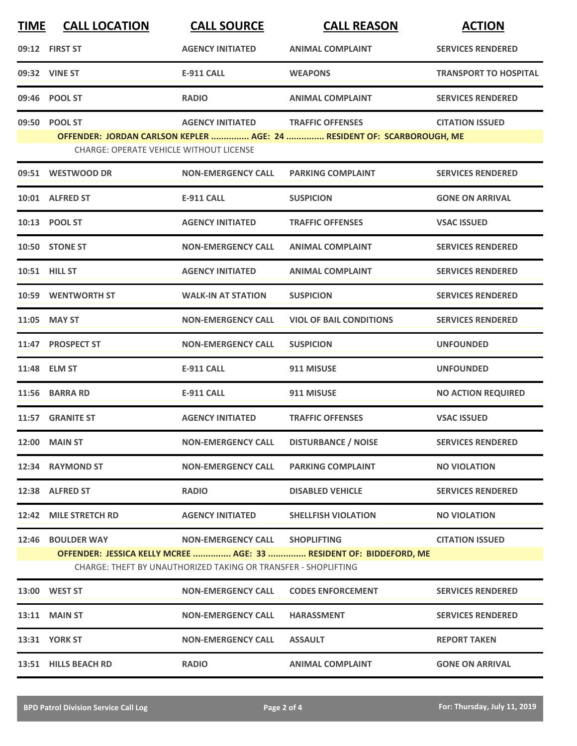| TIME | CALL LOCATION | CALL SOURCE | CALL REASON | ACTION |
|---|---|---|---|---|
| 09:12 | FIRST ST | AGENCY INITIATED | ANIMAL COMPLAINT | SERVICES RENDERED |
| 09:32 | VINE ST | E-911 CALL | WEAPONS | TRANSPORT TO HOSPITAL |
| 09:46 | POOL ST | RADIO | ANIMAL COMPLAINT | SERVICES RENDERED |
| 09:50 | POOL ST | AGENCY INITIATED | TRAFFIC OFFENSES | CITATION ISSUED |
| | **OFFENDER: JORDAN CARLSON KEPLER ............... AGE: 24 ............... RESIDENT OF: SCARBOROUGH, ME** | | | |
| | CHARGE: OPERATE VEHICLE WITHOUT LICENSE | | | |
| 09:51 | WESTWOOD DR | NON-EMERGENCY CALL | PARKING COMPLAINT | SERVICES RENDERED |
| 10:01 | ALFRED ST | E-911 CALL | SUSPICION | GONE ON ARRIVAL |
| 10:13 | POOL ST | AGENCY INITIATED | TRAFFIC OFFENSES | VSAC ISSUED |
| 10:50 | STONE ST | NON-EMERGENCY CALL | ANIMAL COMPLAINT | SERVICES RENDERED |
| 10:51 | HILL ST | AGENCY INITIATED | ANIMAL COMPLAINT | SERVICES RENDERED |
| 10:59 | WENTWORTH ST | WALK-IN AT STATION | SUSPICION | SERVICES RENDERED |
| 11:05 | MAY ST | NON-EMERGENCY CALL | VIOL OF BAIL CONDITIONS | SERVICES RENDERED |
| 11:47 | PROSPECT ST | NON-EMERGENCY CALL | SUSPICION | UNFOUNDED |
| 11:48 | ELM ST | E-911 CALL | 911 MISUSE | UNFOUNDED |
| 11:56 | BARRA RD | E-911 CALL | 911 MISUSE | NO ACTION REQUIRED |
| 11:57 | GRANITE ST | AGENCY INITIATED | TRAFFIC OFFENSES | VSAC ISSUED |
| 12:00 | MAIN ST | NON-EMERGENCY CALL | DISTURBANCE / NOISE | SERVICES RENDERED |
| 12:34 | RAYMOND ST | NON-EMERGENCY CALL | PARKING COMPLAINT | NO VIOLATION |
| 12:38 | ALFRED ST | RADIO | DISABLED VEHICLE | SERVICES RENDERED |
| 12:42 | MILE STRETCH RD | AGENCY INITIATED | SHELLFISH VIOLATION | NO VIOLATION |
| 12:46 | BOULDER WAY | NON-EMERGENCY CALL | SHOPLIFTING | CITATION ISSUED |
| | **OFFENDER: JESSICA KELLY MCREE ............... AGE: 33 ............... RESIDENT OF: BIDDEFORD, ME** | | | |
| | CHARGE: THEFT BY UNAUTHORIZED TAKING OR TRANSFER - SHOPLIFTING | | | |
| 13:00 | WEST ST | NON-EMERGENCY CALL | CODES ENFORCEMENT | SERVICES RENDERED |
| 13:11 | MAIN ST | NON-EMERGENCY CALL | HARASSMENT | SERVICES RENDERED |
| 13:31 | YORK ST | NON-EMERGENCY CALL | ASSAULT | REPORT TAKEN |
| 13:51 | HILLS BEACH RD | RADIO | ANIMAL COMPLAINT | GONE ON ARRIVAL |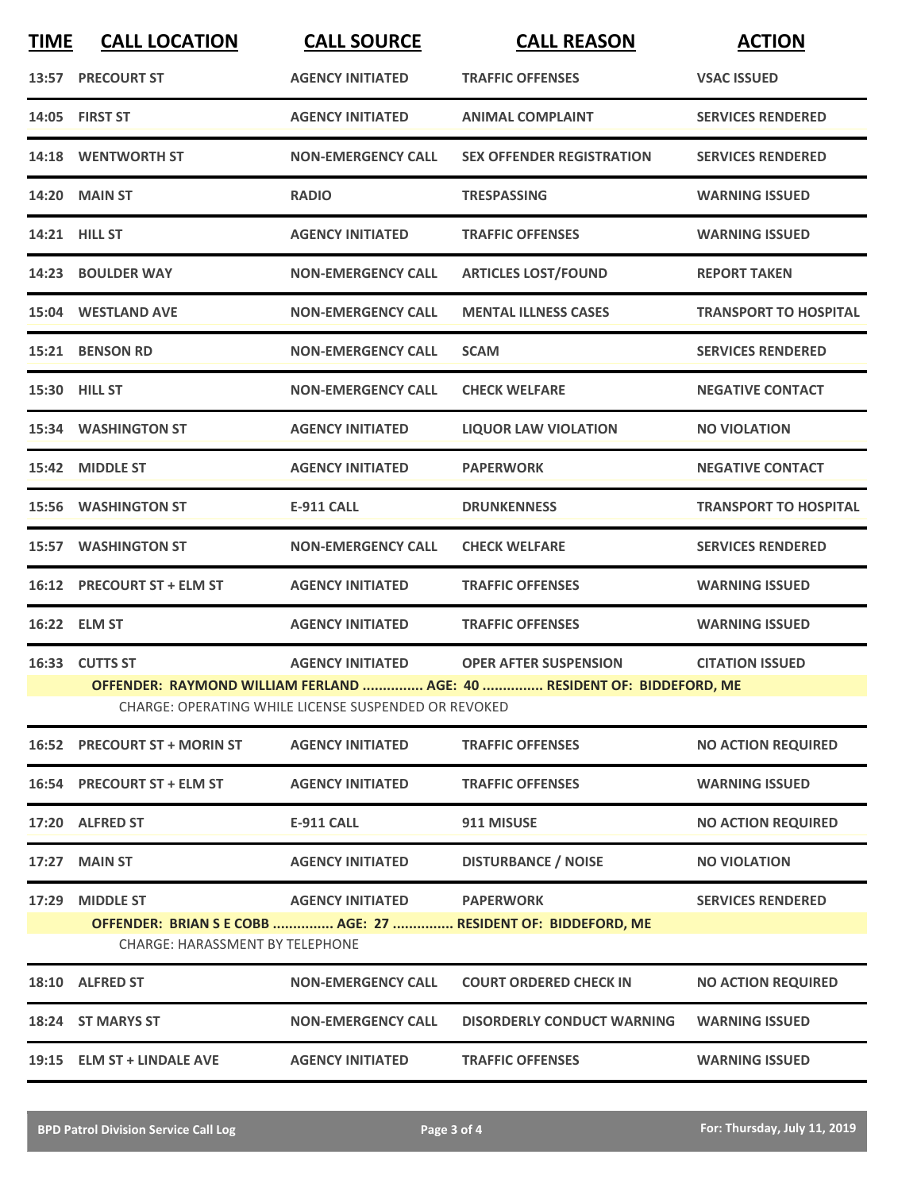| TIME | CALL LOCATION | CALL SOURCE | CALL REASON | ACTION |
|---|---|---|---|---|
| 13:57 | PRECOURT ST | AGENCY INITIATED | TRAFFIC OFFENSES | VSAC ISSUED |
| 14:05 | FIRST ST | AGENCY INITIATED | ANIMAL COMPLAINT | SERVICES RENDERED |
| 14:18 | WENTWORTH ST | NON-EMERGENCY CALL | SEX OFFENDER REGISTRATION | SERVICES RENDERED |
| 14:20 | MAIN ST | RADIO | TRESPASSING | WARNING ISSUED |
| 14:21 | HILL ST | AGENCY INITIATED | TRAFFIC OFFENSES | WARNING ISSUED |
| 14:23 | BOULDER WAY | NON-EMERGENCY CALL | ARTICLES LOST/FOUND | REPORT TAKEN |
| 15:04 | WESTLAND AVE | NON-EMERGENCY CALL | MENTAL ILLNESS CASES | TRANSPORT TO HOSPITAL |
| 15:21 | BENSON RD | NON-EMERGENCY CALL | SCAM | SERVICES RENDERED |
| 15:30 | HILL ST | NON-EMERGENCY CALL | CHECK WELFARE | NEGATIVE CONTACT |
| 15:34 | WASHINGTON ST | AGENCY INITIATED | LIQUOR LAW VIOLATION | NO VIOLATION |
| 15:42 | MIDDLE ST | AGENCY INITIATED | PAPERWORK | NEGATIVE CONTACT |
| 15:56 | WASHINGTON ST | E-911 CALL | DRUNKENNESS | TRANSPORT TO HOSPITAL |
| 15:57 | WASHINGTON ST | NON-EMERGENCY CALL | CHECK WELFARE | SERVICES RENDERED |
| 16:12 | PRECOURT ST + ELM ST | AGENCY INITIATED | TRAFFIC OFFENSES | WARNING ISSUED |
| 16:22 | ELM ST | AGENCY INITIATED | TRAFFIC OFFENSES | WARNING ISSUED |
| 16:33 | CUTTS ST | AGENCY INITIATED | OPER AFTER SUSPENSION | CITATION ISSUED |
| | OFFENDER: RAYMOND WILLIAM FERLAND ............... AGE: 40 ............... RESIDENT OF: BIDDEFORD, ME | | | |
| | CHARGE: OPERATING WHILE LICENSE SUSPENDED OR REVOKED | | | |
| 16:52 | PRECOURT ST + MORIN ST | AGENCY INITIATED | TRAFFIC OFFENSES | NO ACTION REQUIRED |
| 16:54 | PRECOURT ST + ELM ST | AGENCY INITIATED | TRAFFIC OFFENSES | WARNING ISSUED |
| 17:20 | ALFRED ST | E-911 CALL | 911 MISUSE | NO ACTION REQUIRED |
| 17:27 | MAIN ST | AGENCY INITIATED | DISTURBANCE / NOISE | NO VIOLATION |
| 17:29 | MIDDLE ST | AGENCY INITIATED | PAPERWORK | SERVICES RENDERED |
| | OFFENDER: BRIAN S E COBB ............... AGE: 27 ............... RESIDENT OF: BIDDEFORD, ME | | | |
| | CHARGE: HARASSMENT BY TELEPHONE | | | |
| 18:10 | ALFRED ST | NON-EMERGENCY CALL | COURT ORDERED CHECK IN | NO ACTION REQUIRED |
| 18:24 | ST MARYS ST | NON-EMERGENCY CALL | DISORDERLY CONDUCT WARNING | WARNING ISSUED |
| 19:15 | ELM ST + LINDALE AVE | AGENCY INITIATED | TRAFFIC OFFENSES | WARNING ISSUED |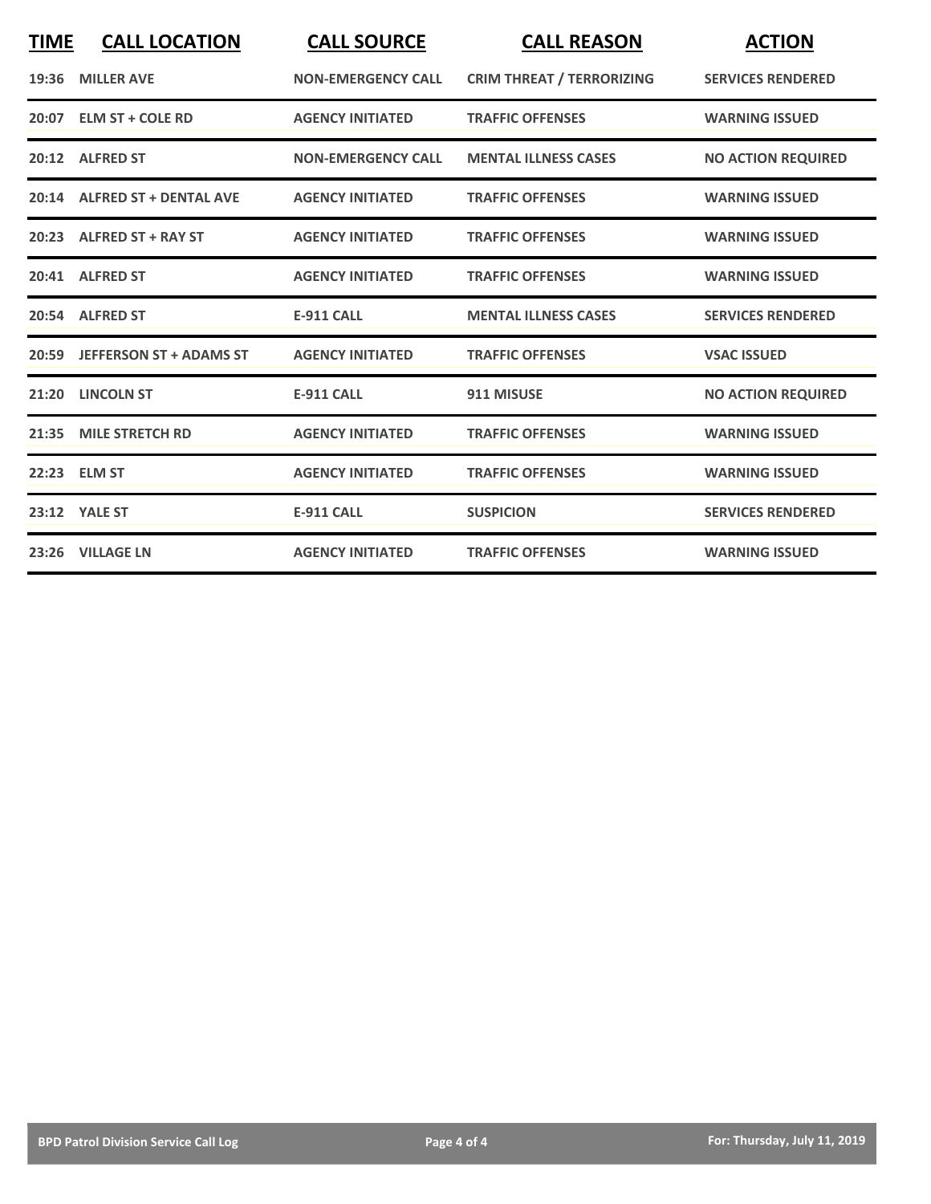| TIME | CALL LOCATION | CALL SOURCE | CALL REASON | ACTION |
| --- | --- | --- | --- | --- |
| 19:36 | MILLER AVE | NON-EMERGENCY CALL | CRIM THREAT / TERRORIZING | SERVICES RENDERED |
| 20:07 | ELM ST + COLE RD | AGENCY INITIATED | TRAFFIC OFFENSES | WARNING ISSUED |
| 20:12 | ALFRED ST | NON-EMERGENCY CALL | MENTAL ILLNESS CASES | NO ACTION REQUIRED |
| 20:14 | ALFRED ST + DENTAL AVE | AGENCY INITIATED | TRAFFIC OFFENSES | WARNING ISSUED |
| 20:23 | ALFRED ST + RAY ST | AGENCY INITIATED | TRAFFIC OFFENSES | WARNING ISSUED |
| 20:41 | ALFRED ST | AGENCY INITIATED | TRAFFIC OFFENSES | WARNING ISSUED |
| 20:54 | ALFRED ST | E-911 CALL | MENTAL ILLNESS CASES | SERVICES RENDERED |
| 20:59 | JEFFERSON ST + ADAMS ST | AGENCY INITIATED | TRAFFIC OFFENSES | VSAC ISSUED |
| 21:20 | LINCOLN ST | E-911 CALL | 911 MISUSE | NO ACTION REQUIRED |
| 21:35 | MILE STRETCH RD | AGENCY INITIATED | TRAFFIC OFFENSES | WARNING ISSUED |
| 22:23 | ELM ST | AGENCY INITIATED | TRAFFIC OFFENSES | WARNING ISSUED |
| 23:12 | YALE ST | E-911 CALL | SUSPICION | SERVICES RENDERED |
| 23:26 | VILLAGE LN | AGENCY INITIATED | TRAFFIC OFFENSES | WARNING ISSUED |